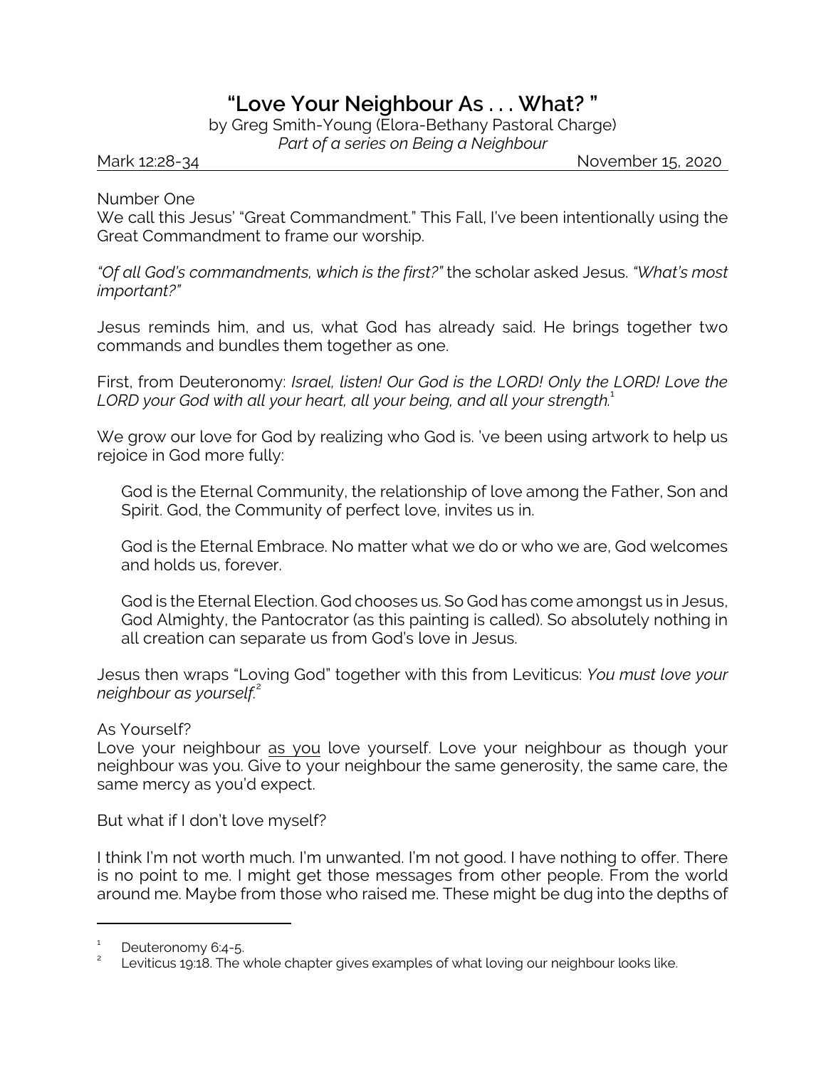# "Love Your Neighbour As . . . What? "

by Greg Smith-Young (Elora-Bethany Pastoral Charge)
*Part of a series on Being a Neighbour*

Mark 12:28-34 November 15, 2020

## Number One

We call this Jesus' "Great Commandment." This Fall, I've been intentionally using the Great Commandment to frame our worship.

*"Of all God's commandments, which is the first?"* the scholar asked Jesus. *"What's most important?"*

Jesus reminds him, and us, what God has already said. He brings together two commands and bundles them together as one.

First, from Deuteronomy: *Israel, listen! Our God is the LORD! Only the LORD! Love the LORD your God with all your heart, all your being, and all your strength.*[1]

We grow our love for God by realizing who God is. 've been using artwork to help us rejoice in God more fully:

> God is the Eternal Community, the relationship of love among the Father, Son and Spirit. God, the Community of perfect love, invites us in.
>
> God is the Eternal Embrace. No matter what we do or who we are, God welcomes and holds us, forever.
>
> God is the Eternal Election. God chooses us. So God has come amongst us in Jesus, God Almighty, the Pantocrator (as this painting is called). So absolutely nothing in all creation can separate us from God's love in Jesus.

Jesus then wraps "Loving God" together with this from Leviticus: *You must love your neighbour as yourself.*[2]

## As Yourself?

Love your neighbour <u>as you</u> love yourself. Love your neighbour as though your neighbour was you. Give to your neighbour the same generosity, the same care, the same mercy as you'd expect.

But what if I don't love myself?

I think I'm not worth much. I'm unwanted. I'm not good. I have nothing to offer. There is no point to me. I might get those messages from other people. From the world around me. Maybe from those who raised me. These might be dug into the depths of

---

[1] Deuteronomy 6:4-5.

[2] Leviticus 19:18. The whole chapter gives examples of what loving our neighbour looks like.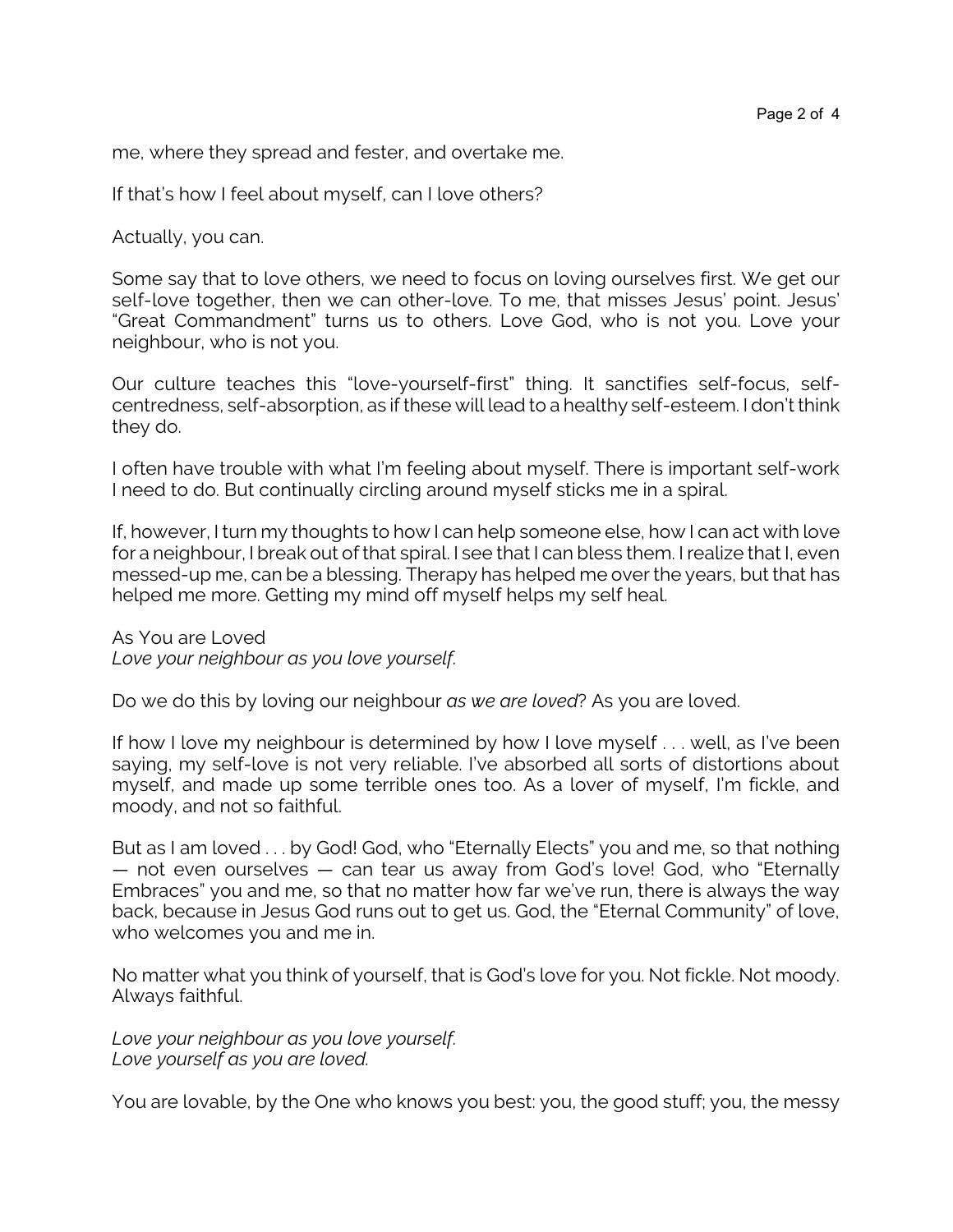me, where they spread and fester, and overtake me.

If that's how I feel about myself, can I love others?

Actually, you can.

Some say that to love others, we need to focus on loving ourselves first. We get our self-love together, then we can other-love. To me, that misses Jesus' point. Jesus' "Great Commandment" turns us to others. Love God, who is not you. Love your neighbour, who is not you.

Our culture teaches this "love-yourself-first" thing. It sanctifies self-focus, self-centredness, self-absorption, as if these will lead to a healthy self-esteem. I don't think they do.

I often have trouble with what I'm feeling about myself. There is important self-work I need to do. But continually circling around myself sticks me in a spiral.

If, however, I turn my thoughts to how I can help someone else, how I can act with love for a neighbour, I break out of that spiral. I see that I can bless them. I realize that I, even messed-up me, can be a blessing. Therapy has helped me over the years, but that has helped me more. Getting my mind off myself helps my self heal.

As You are Loved
*Love your neighbour as you love yourself.*

Do we do this by loving our neighbour *as we are loved*? As you are loved.

If how I love my neighbour is determined by how I love myself . . . well, as I've been saying, my self-love is not very reliable. I've absorbed all sorts of distortions about myself, and made up some terrible ones too. As a lover of myself, I'm fickle, and moody, and not so faithful.

But as I am loved . . . by God! God, who "Eternally Elects" you and me, so that nothing — not even ourselves — can tear us away from God's love! God, who "Eternally Embraces" you and me, so that no matter how far we've run, there is always the way back, because in Jesus God runs out to get us. God, the "Eternal Community" of love, who welcomes you and me in.

No matter what you think of yourself, that is God's love for you. Not fickle. Not moody. Always faithful.

*Love your neighbour as you love yourself.*
*Love yourself as you are loved.*

You are lovable, by the One who knows you best: you, the good stuff; you, the messy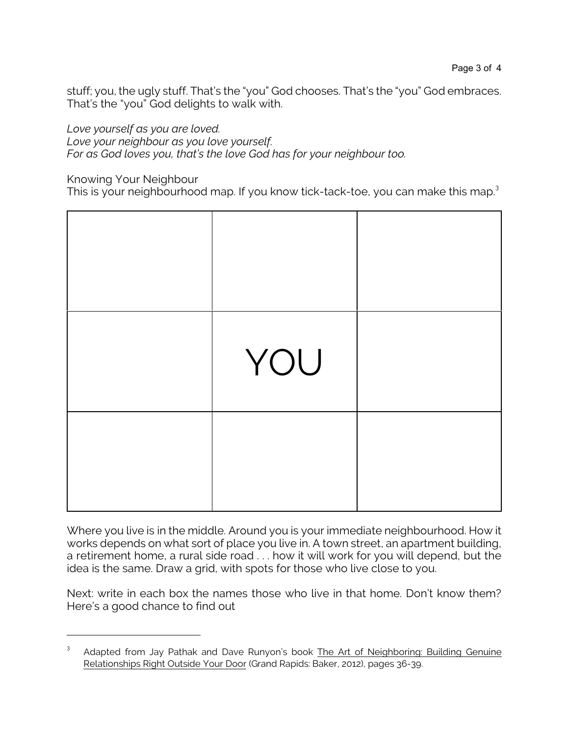stuff; you, the ugly stuff. That's the "you" God chooses. That's the "you" God embraces. That's the "you" God delights to walk with.

*Love yourself as you are loved.*
*Love your neighbour as you love yourself.*
*For as God loves you, that's the love God has for your neighbour too.*

Knowing Your Neighbour

This is your neighbourhood map. If you know tick-tack-toe, you can make this map.[3]

| | | |
|---|---|---|
| | | |
| | YOU | |
| | | |

Where you live is in the middle. Around you is your immediate neighbourhood. How it works depends on what sort of place you live in. A town street, an apartment building, a retirement home, a rural side road . . . how it will work for you will depend, but the idea is the same. Draw a grid, with spots for those who live close to you.

Next: write in each box the names those who live in that home. Don't know them? Here's a good chance to find out

---

[3] Adapted from Jay Pathak and Dave Runyon's book The Art of Neighboring: Building Genuine Relationships Right Outside Your Door (Grand Rapids: Baker, 2012), pages 36-39.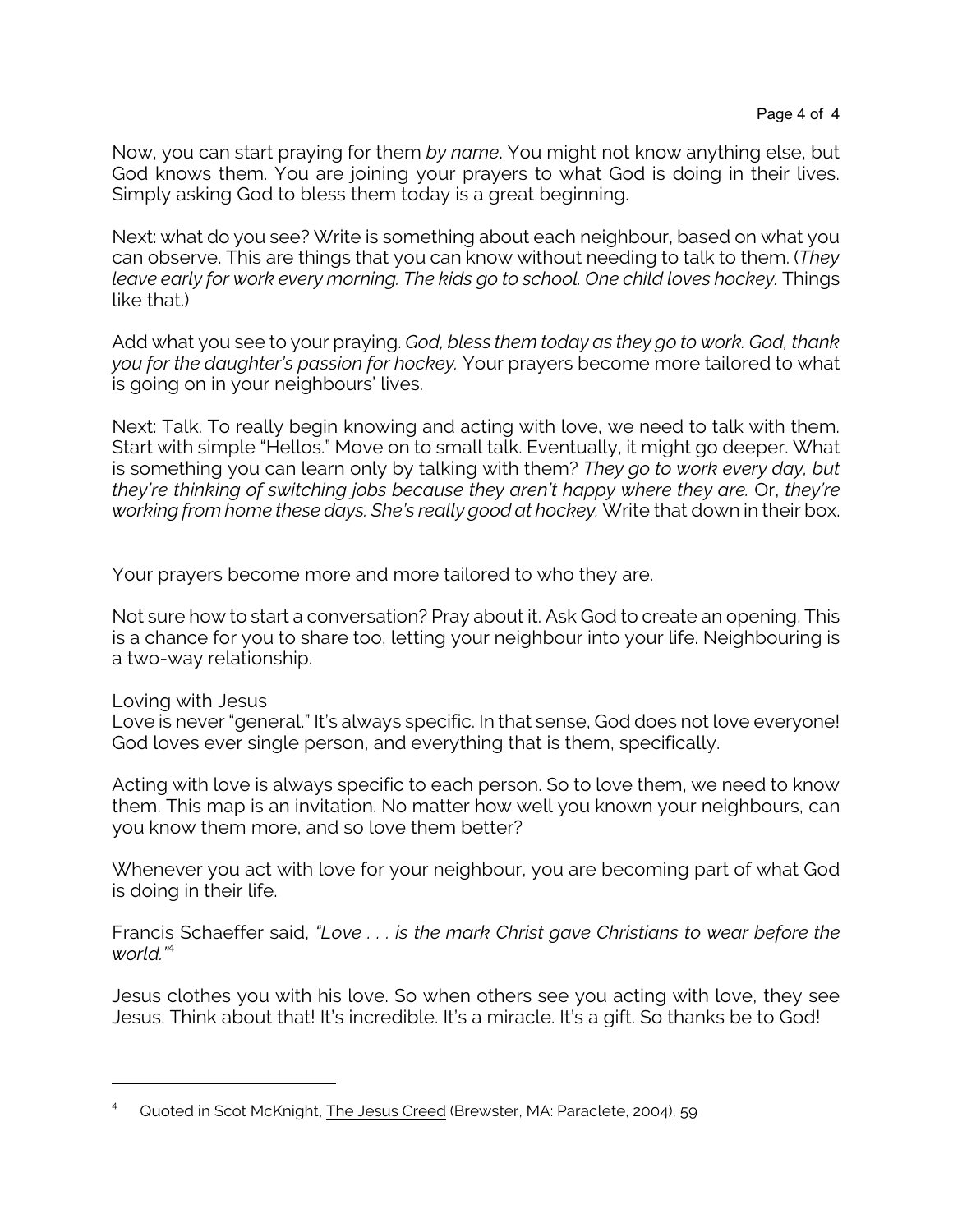Now, you can start praying for them *by name*. You might not know anything else, but God knows them. You are joining your prayers to what God is doing in their lives. Simply asking God to bless them today is a great beginning.

Next: what do you see? Write is something about each neighbour, based on what you can observe. This are things that you can know without needing to talk to them. (*They leave early for work every morning. The kids go to school. One child loves hockey.* Things like that.)

Add what you see to your praying. *God, bless them today as they go to work. God, thank you for the daughter's passion for hockey.* Your prayers become more tailored to what is going on in your neighbours' lives.

Next: Talk. To really begin knowing and acting with love, we need to talk with them. Start with simple "Hellos." Move on to small talk. Eventually, it might go deeper. What is something you can learn only by talking with them? *They go to work every day, but they're thinking of switching jobs because they aren't happy where they are.* Or, *they're working from home these days. She's really good at hockey.* Write that down in their box.

Your prayers become more and more tailored to who they are.

Not sure how to start a conversation? Pray about it. Ask God to create an opening. This is a chance for you to share too, letting your neighbour into your life. Neighbouring is a two-way relationship.

## Loving with Jesus

Love is never "general." It's always specific. In that sense, God does not love everyone! God loves ever single person, and everything that is them, specifically.

Acting with love is always specific to each person. So to love them, we need to know them. This map is an invitation. No matter how well you known your neighbours, can you know them more, and so love them better?

Whenever you act with love for your neighbour, you are becoming part of what God is doing in their life.

Francis Schaeffer said, *"Love . . . is the mark Christ gave Christians to wear before the world."*[4]

Jesus clothes you with his love. So when others see you acting with love, they see Jesus. Think about that! It's incredible. It's a miracle. It's a gift. So thanks be to God!

---

[4] Quoted in Scot McKnight, The Jesus Creed (Brewster, MA: Paraclete, 2004), 59